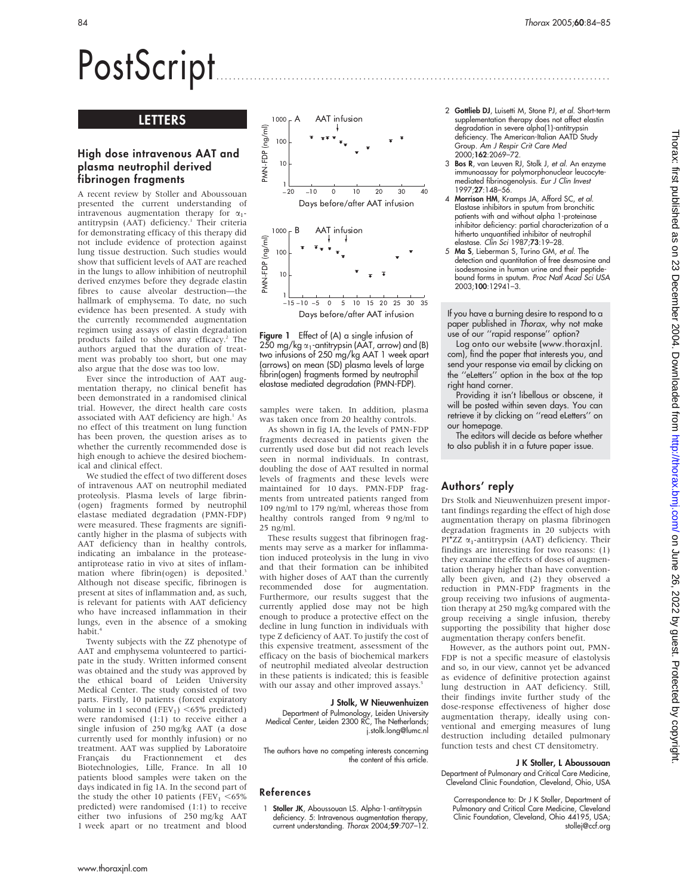# PostScript

## LETTERS

### High dose intravenous AAT and plasma neutrophil derived fibrinogen fragments

A recent review by Stoller and Aboussouan presented the current understanding of intravenous augmentation therapy for $\alpha_1$-antitrypsin (AAT) deficiency.[1] Their criteria for demonstrating efficacy of this therapy did not include evidence of protection against lung tissue destruction. Such studies would show that sufficient levels of AAT are reached in the lungs to allow inhibition of neutrophil derived enzymes before they degrade elastin fibres to cause alveolar destruction—the hallmark of emphysema. To date, no such evidence has been presented. A study with the currently recommended augmentation regimen using assays of elastin degradation products failed to show any efficacy.[2] The authors argued that the duration of treatment was probably too short, but one may also argue that the dose was too low.

Ever since the introduction of AAT augmentation therapy, no clinical benefit has been demonstrated in a randomised clinical trial. However, the direct health care costs associated with AAT deficiency are high.[1] As no effect of this treatment on lung function has been proven, the question arises as to whether the currently recommended dose is high enough to achieve the desired biochemical and clinical effect.

We studied the effect of two different doses of intravenous AAT on neutrophil mediated proteolysis. Plasma levels of large fibrin(ogen) fragments formed by neutrophil elastase mediated degradation (PMN-FDP) were measured. These fragments are significantly higher in the plasma of subjects with AAT deficiency than in healthy controls, indicating an imbalance in the protease-antiprotease ratio in vivo at sites of inflammation where fibrin(ogen) is deposited.[3] Although not disease specific, fibrinogen is present at sites of inflammation and, as such, is relevant for patients with AAT deficiency who have increased inflammation in their lungs, even in the absence of a smoking habit.[4]

Twenty subjects with the ZZ phenotype of AAT and emphysema volunteered to participate in the study. Written informed consent was obtained and the study was approved by the ethical board of Leiden University Medical Center. The study consisted of two parts. Firstly, 10 patients (forced expiratory volume in 1 second ($FEV_1$) <65% predicted) were randomised (1:1) to receive either a single infusion of 250 mg/kg AAT (a dose currently used for monthly infusion) or no treatment. AAT was supplied by Laboratoire Français du Fractionnement et des Biotechnologies, Lille, France. In all 10 patients blood samples were taken on the days indicated in fig 1A. In the second part of the study the other 10 patients ($FEV_1$ <65% predicted) were randomised (1:1) to receive either two infusions of 250 mg/kg AAT 1 week apart or no treatment and blood samples were taken. In addition, plasma was taken once from 20 healthy controls.

**Figure 1** Effect of (A) a single infusion of 250 mg/kg $\alpha_1$-antitrypsin (AAT, arrow) and (B) two infusions of 250 mg/kg AAT 1 week apart (arrows) on mean (SD) plasma levels of large fibrin(ogen) fragments formed by neutrophil elastase mediated degradation (PMN-FDP).

As shown in fig 1A, the levels of PMN-FDP fragments decreased in patients given the currently used dose but did not reach levels seen in normal individuals. In contrast, doubling the dose of AAT resulted in normal levels of fragments and these levels were maintained for 10 days. PMN-FDP fragments from untreated patients ranged from 109 ng/ml to 179 ng/ml, whereas those from healthy controls ranged from 9 ng/ml to 25 ng/ml.

These results suggest that fibrinogen fragments may serve as a marker for inflammation induced proteolysis in the lung in vivo and that their formation can be inhibited with higher doses of AAT than the currently recommended dose for augmentation. Furthermore, our results suggest that the currently applied dose may not be high enough to produce a protective effect on the decline in lung function in individuals with type Z deficiency of AAT. To justify the cost of this expensive treatment, assessment of the efficacy on the basis of biochemical markers of neutrophil mediated alveolar destruction in these patients is indicated; this is feasible with our assay and other improved assays.[5]

**J Stolk, W Nieuwenhuizen**

Department of Pulmonology, Leiden University Medical Center, Leiden 2300 RC, The Netherlands; j.stolk.long@lumc.nl

The authors have no competing interests concerning the content of this article.

#### References

1. **Stoller JK**, Aboussouan LS. Alpha-1-antitrypsin deficiency. 5: Intravenous augmentation therapy, current understanding. *Thorax* 2004;**59**:707–12.
2. **Gottlieb DJ**, Luisetti M, Stone PJ, *et al*. Short-term supplementation therapy does not affect elastin degradation in severe alpha(1)-antitrypsin deficiency. The American-Italian AATD Study Group. *Am J Respir Crit Care Med* 2000;**162**:2069–72.
3. **Bos R**, van Leuven RJ, Stolk J, *et al*. An enzyme immunoassay for polymorphonuclear leucocyte-mediated fibrinogenolysis. *Eur J Clin Invest* 1997;**27**:148–56.
4. **Morrison HM**, Kramps JA, Afford SC, *et al*. Elastase inhibitors in sputum from bronchitic patients with and without alpha 1-proteinase inhibitor deficiency: partial characterization of a hitherto unquantified inhibitor of neutrophil elastase. *Clin Sci* 1987;**73**:19–28.
5. **Ma S**, Lieberman S, Turino GM, *et al*. The detection and quantitation of free desmosine and isodesmosine in human urine and their peptide-bound forms in sputum. *Proc Natl Acad Sci USA* 2003;**100**:12941–3.

If you have a burning desire to respond to a paper published in *Thorax*, why not make use of our "rapid response" option?

Log onto our website (www.thoraxjnl.com), find the paper that interests you, and send your response via email by clicking on the "eLetters" option in the box at the top right hand corner.

Providing it isn't libellous or obscene, it will be posted within seven days. You can retrieve it by clicking on "read eLetters" on our homepage.

The editors will decide as before whether to also publish it in a future paper issue.

### Authors' reply

Drs Stolk and Nieuwenhuizen present important findings regarding the effect of high dose augmentation therapy on plasma fibrinogen degradation fragments in 20 subjects with PI*ZZ $\alpha_1$-antitrypsin (AAT) deficiency. Their findings are interesting for two reasons: (1) they examine the effects of doses of augmentation therapy higher than have conventionally been given, and (2) they observed a reduction in PMN-FDP fragments in the group receiving two infusions of augmentation therapy at 250 mg/kg compared with the group receiving a single infusion, thereby supporting the possibility that higher dose augmentation therapy confers benefit.

However, as the authors point out, PMN-FDP is not a specific measure of elastolysis and so, in our view, cannot yet be advanced as evidence of definitive protection against lung destruction in AAT deficiency. Still, their findings invite further study of the dose-response effectiveness of higher dose augmentation therapy, ideally using conventional and emerging measures of lung destruction including detailed pulmonary function tests and chest CT densitometry.

**J K Stoller, L Aboussouan**

Department of Pulmonary and Critical Care Medicine, Cleveland Clinic Foundation, Cleveland, Ohio, USA

Correspondence to: Dr J K Stoller, Department of Pulmonary and Critical Care Medicine, Cleveland Clinic Foundation, Cleveland, Ohio 44195, USA; stollej@ccf.org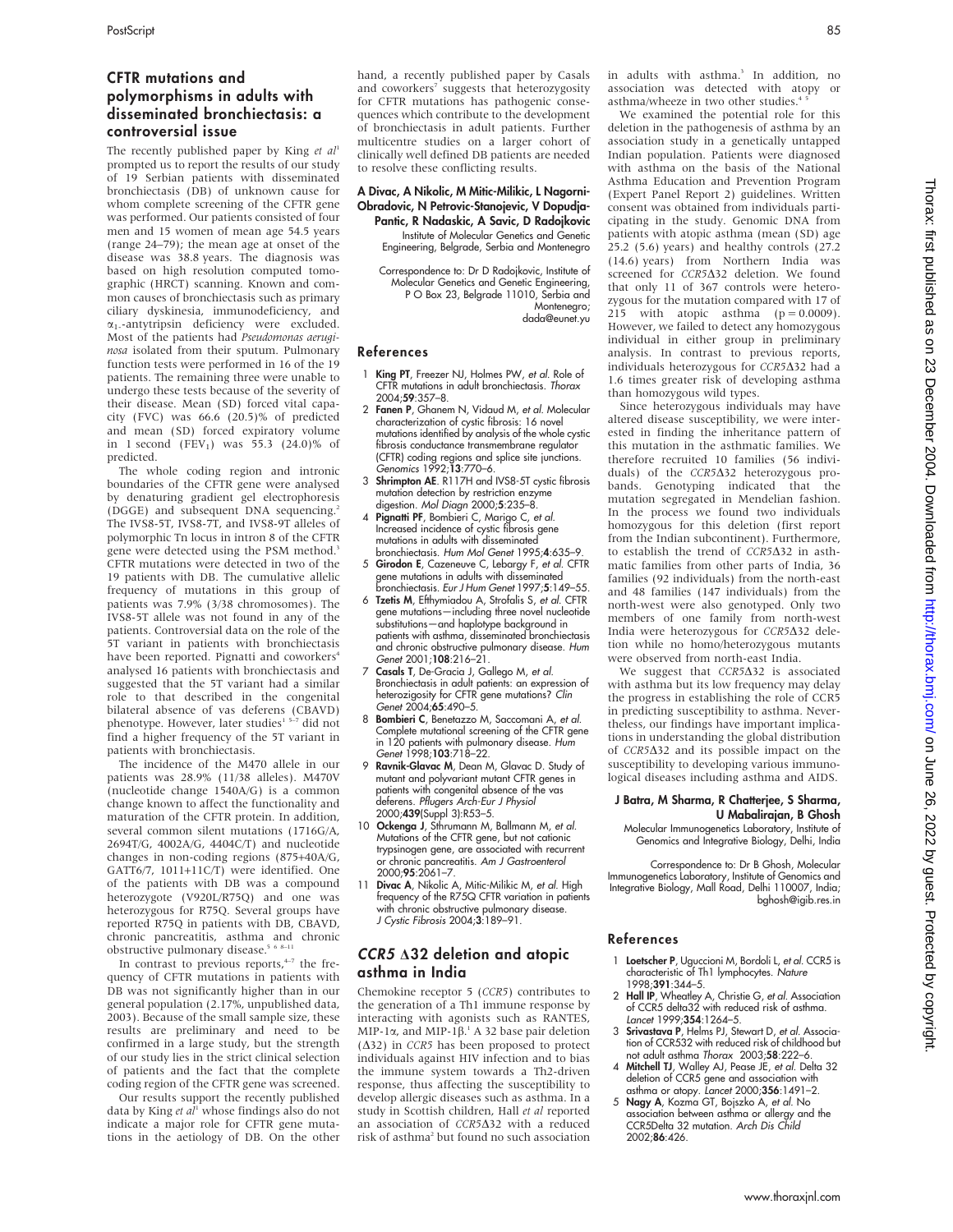## CFTR mutations and polymorphisms in adults with disseminated bronchiectasis: a controversial issue

The recently published paper by King *et al*[1] prompted us to report the results of our study of 19 Serbian patients with disseminated bronchiectasis (DB) of unknown cause for whom complete screening of the CFTR gene was performed. Our patients consisted of four men and 15 women of mean age 54.5 years (range 24–79); the mean age at onset of the disease was 38.8 years. The diagnosis was based on high resolution computed tomographic (HRCT) scanning. Known and common causes of bronchiectasis such as primary ciliary dyskinesia, immunodeficiency, and $\alpha_1$-antytripsin deficiency were excluded. Most of the patients had *Pseudomonas aeruginosa* isolated from their sputum. Pulmonary function tests were performed in 16 of the 19 patients. The remaining three were unable to undergo these tests because of the severity of their disease. Mean (SD) forced vital capacity (FVC) was 66.6 (20.5)% of predicted and mean (SD) forced expiratory volume in 1 second ($FEV_1$) was 55.3 (24.0)% of predicted.

The whole coding region and intronic boundaries of the CFTR gene were analysed by denaturing gradient gel electrophoresis (DGGE) and subsequent DNA sequencing.[2] The IVS8-5T, IVS8-7T, and IVS8-9T alleles of polymorphic Tn locus in intron 8 of the CFTR gene were detected using the PSM method.[3] CFTR mutations were detected in two of the 19 patients with DB. The cumulative allelic frequency of mutations in this group of patients was 7.9% (3/38 chromosomes). The IVS8-5T allele was not found in any of the patients. Controversial data on the role of the 5T variant in patients with bronchiectasis have been reported. Pignatti and coworkers[4] analysed 16 patients with bronchiectasis and suggested that the 5T variant had a similar role to that described in the congenital bilateral absence of vas deferens (CBAVD) phenotype. However, later studies[1 5–7] did not find a higher frequency of the 5T variant in patients with bronchiectasis.

The incidence of the M470 allele in our patients was 28.9% (11/38 alleles). M470V (nucleotide change 1540A/G) is a common change known to affect the functionality and maturation of the CFTR protein. In addition, several common silent mutations (1716G/A, 2694T/G, 4002A/G, 4404C/T) and nucleotide changes in non-coding regions (875+40A/G, GATT6/7, 1011+11C/T) were identified. One of the patients with DB was a compound heterozygote (V920L/R75Q) and one was heterozygous for R75Q. Several groups have reported R75Q in patients with DB, CBAVD, chronic pancreatitis, asthma and chronic obstructive pulmonary disease.[5 6 8–11]

In contrast to previous reports,[4–7] the frequency of CFTR mutations in patients with DB was not significantly higher than in our general population (2.17%, unpublished data, 2003). Because of the small sample size, these results are preliminary and need to be confirmed in a large study, but the strength of our study lies in the strict clinical selection of patients and the fact that the complete coding region of the CFTR gene was screened.

Our results support the recently published data by King *et al*[1] whose findings also do not indicate a major role for CFTR gene mutations in the aetiology of DB. On the other hand, a recently published paper by Casals and coworkers[7] suggests that heterozygosity for CFTR mutations has pathogenic consequences which contribute to the development of bronchiectasis in adult patients. Further multicentre studies on a larger cohort of clinically well defined DB patients are needed to resolve these conflicting results.

**A Divac, A Nikolic, M Mitic-Milikic, L Nagorni-Obradovic, N Petrovic-Stanojevic, V Dopudja-Pantic, R Nadaskic, A Savic, D Radojkovic**

Institute of Molecular Genetics and Genetic Engineering, Belgrade, Serbia and Montenegro

Correspondence to: Dr D Radojkovic, Institute of Molecular Genetics and Genetic Engineering, P O Box 23, Belgrade 11010, Serbia and Montenegro; dada@eunet.yu

### References

1. **King PT**, Freezer NJ, Holmes PW, *et al*. Role of CFTR mutations in adult bronchiectasis. *Thorax* 2004;**59**:357–8.
2. **Fanen P**, Ghanem N, Vidaud M, *et al*. Molecular characterization of cystic fibrosis: 16 novel mutations identified by analysis of the whole cystic fibrosis conductance transmembrane regulator (CFTR) coding regions and splice site junctions. *Genomics* 1992;**13**:770–6.
3. **Shrimpton AE**. R117H and IVS8-5T cystic fibrosis mutation detection by restriction enzyme digestion. *Mol Diagn* 2000;**5**:235–8.
4. **Pignatti PF**, Bombieri C, Marigo C, *et al*. Increased incidence of cystic fibrosis gene mutations in adults with disseminated bronchiectasis. *Hum Mol Genet* 1995;**4**:635–9.
5. **Girodon E**, Cazeneuve C, Lebargy F, *et al*. CFTR gene mutations in adults with disseminated bronchiectasis. *Eur J Hum Genet* 1997;**5**:149–55.
6. **Tzetis M**, Efthymiadou A, Strofalis S, *et al*. CFTR gene mutations—including three novel nucleotide substitutions—and haplotype background in patients with asthma, disseminated bronchiectasis and chronic obstructive pulmonary disease. *Hum Genet* 2001;**108**:216–21.
7. **Casals T**, De-Gracia J, Gallego M, *et al*. Bronchiectasis in adult patients: an expression of heterozygosity for CFTR gene mutations? *Clin Genet* 2004;**65**:490–5.
8. **Bombieri C**, Benetazzo M, Saccomani A, *et al*. Complete mutational screening of the CFTR gene in 120 patients with pulmonary disease. *Hum Genet* 1998;**103**:718–22.
9. **Ravnik-Glavac M**, Dean M, Glavac D. Study of mutant and polyvariant mutant CFTR genes in patients with congenital absence of the vas deferens. *Pflugers Arch-Eur J Physiol* 2000;**439**(Suppl 3):R53–5.
10. **Ockenga J**, Sthrumann M, Ballmann M, *et al*. Mutations of the CFTR gene, but not cationic trypsinogen gene, are associated with recurrent or chronic pancreatitis. *Am J Gastroenterol* 2000;**95**:2061–7.
11. **Divac A**, Nikolic A, Mitic-Milikic M, *et al*. High frequency of the R75Q CFTR variation in patients with chronic obstructive pulmonary disease. *J Cystic Fibrosis* 2004;**3**:189–91.

## *CCR5* Δ32 deletion and atopic asthma in India

Chemokine receptor 5 (*CCR5*) contributes to the generation of a Th1 immune response by interacting with agonists such as RANTES, MIP-1α, and MIP-1β.[1] A 32 base pair deletion (Δ32) in *CCR5* has been proposed to protect individuals against HIV infection and to bias the immune system towards a Th2-driven response, thus affecting the susceptibility to develop allergic diseases such as asthma. In a study in Scottish children, Hall *et al* reported an association of *CCR5*Δ32 with a reduced risk of asthma[2] but found no such association in adults with asthma.[3] In addition, no association was detected with atopy or asthma/wheeze in two other studies.[4 5]

We examined the potential role for this deletion in the pathogenesis of asthma by an association study in a genetically untapped Indian population. Patients were diagnosed with asthma on the basis of the National Asthma Education and Prevention Program (Expert Panel Report 2) guidelines. Written consent was obtained from individuals participating in the study. Genomic DNA from patients with atopic asthma (mean (SD) age 25.2 (5.6) years) and healthy controls (27.2 (14.6) years) from Northern India was screened for *CCR5*Δ32 deletion. We found that only 11 of 367 controls were heterozygous for the mutation compared with 17 of 215 with atopic asthma ($p = 0.0009$). However, we failed to detect any homozygous individual in either group in preliminary analysis. In contrast to previous reports, individuals heterozygous for *CCR5*Δ32 had a 1.6 times greater risk of developing asthma than homozygous wild types.

Since heterozygous individuals may have altered disease susceptibility, we were interested in finding the inheritance pattern of this mutation in the asthmatic families. We therefore recruited 10 families (56 individuals) of the *CCR5*Δ32 heterozygous probands. Genotyping indicated that the mutation segregated in Mendelian fashion. In the process we found two individuals homozygous for this deletion (first report from the Indian subcontinent). Furthermore, to establish the trend of *CCR5*Δ32 in asthmatic families from other parts of India, 36 families (92 individuals) from the north-east and 48 families (147 individuals) from the north-west were also genotyped. Only two members of one family from north-west India were heterozygous for *CCR5*Δ32 deletion while no homo/heterozygous mutants were observed from north-east India.

We suggest that *CCR5*Δ32 is associated with asthma but its low frequency may delay the progress in establishing the role of CCR5 in predicting susceptibility to asthma. Nevertheless, our findings have important implications in understanding the global distribution of *CCR5*Δ32 and its possible impact on the susceptibility to developing various immunological diseases including asthma and AIDS.

**J Batra, M Sharma, R Chatterjee, S Sharma, U Mabalirajan, B Ghosh**

Molecular Immunogenetics Laboratory, Institute of Genomics and Integrative Biology, Delhi, India

Correspondence to: Dr B Ghosh, Molecular Immunogenetics Laboratory, Institute of Genomics and Integrative Biology, Mall Road, Delhi 110007, India; bghosh@igib.res.in

### References

1. **Loetscher P**, Uguccioni M, Bordoli L, *et al*. CCR5 is characteristic of Th1 lymphocytes. *Nature* 1998;**391**:344–5.
2. **Hall IP**, Wheatley A, Christie G, *et al*. Association of CCR5 delta32 with reduced risk of asthma. *Lancet* 1999;**354**:1264–5.
3. **Srivastava P**, Helms PJ, Stewart D, *et al*. Association of CCR532 with reduced risk of childhood but not adult asthma *Thorax* 2003;**58**:222–6.
4. **Mitchell TJ**, Walley AJ, Pease JE, *et al*. Delta 32 deletion of CCR5 gene and association with asthma or atopy. *Lancet* 2000;**356**:1491–2.
5. **Nagy A**, Kozma GT, Bojszko A, *et al*. No association between asthma or allergy and the CCR5Delta 32 mutation. *Arch Dis Child* 2002;**86**:426.